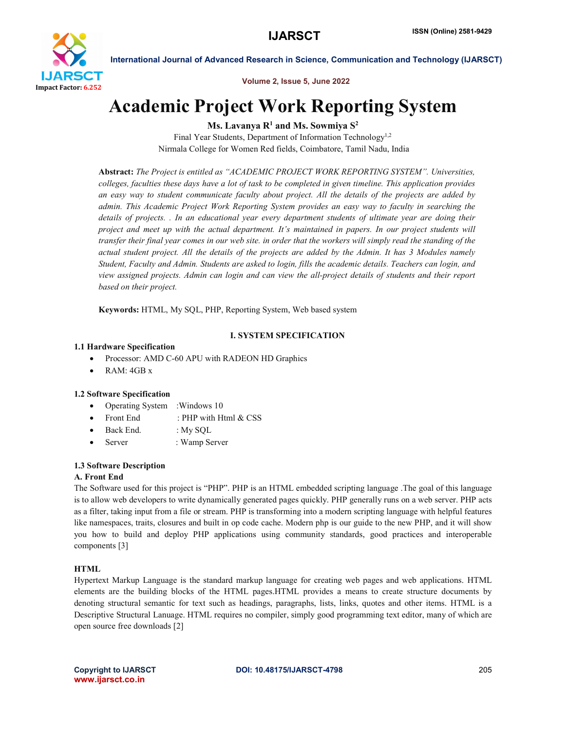# Academic Project Work Reporting System

**Ms. Lavanya R[1] and Ms. Sowmiya S[2]**

Final Year Students, Department of Information Technology[1,2]

Nirmala College for Women Red fields, Coimbatore, Tamil Nadu, India

**Abstract:** *The Project is entitled as "ACADEMIC PROJECT WORK REPORTING SYSTEM". Universities, colleges, faculties these days have a lot of task to be completed in given timeline. This application provides an easy way to student communicate faculty about project. All the details of the projects are added by admin. This Academic Project Work Reporting System provides an easy way to faculty in searching the details of projects. . In an educational year every department students of ultimate year are doing their project and meet up with the actual department. It's maintained in papers. In our project students will transfer their final year comes in our web site. in order that the workers will simply read the standing of the actual student project. All the details of the projects are added by the Admin. It has 3 Modules namely Student, Faculty and Admin. Students are asked to login, fills the academic details. Teachers can login, and view assigned projects. Admin can login and can view the all-project details of students and their report based on their project.*

**Keywords:** HTML, My SQL, PHP, Reporting System, Web based system

## I. SYSTEM SPECIFICATION

### 1.1 Hardware Specification

- Processor: AMD C-60 APU with RADEON HD Graphics
- RAM: 4GB x

### 1.2 Software Specification

- Operating System :Windows 10
- Front End : PHP with Html & CSS
- Back End. : My SQL
- Server : Wamp Server

### 1.3 Software Description

#### A. Front End

The Software used for this project is "PHP". PHP is an HTML embedded scripting language .The goal of this language is to allow web developers to write dynamically generated pages quickly. PHP generally runs on a web server. PHP acts as a filter, taking input from a file or stream. PHP is transforming into a modern scripting language with helpful features like namespaces, traits, closures and built in op code cache. Modern php is our guide to the new PHP, and it will show you how to build and deploy PHP applications using community standards, good practices and interoperable components [3]

#### HTML

Hypertext Markup Language is the standard markup language for creating web pages and web applications. HTML elements are the building blocks of the HTML pages.HTML provides a means to create structure documents by denoting structural semantic for text such as headings, paragraphs, lists, links, quotes and other items. HTML is a Descriptive Structural Lanuage. HTML requires no compiler, simply good programming text editor, many of which are open source free downloads [2]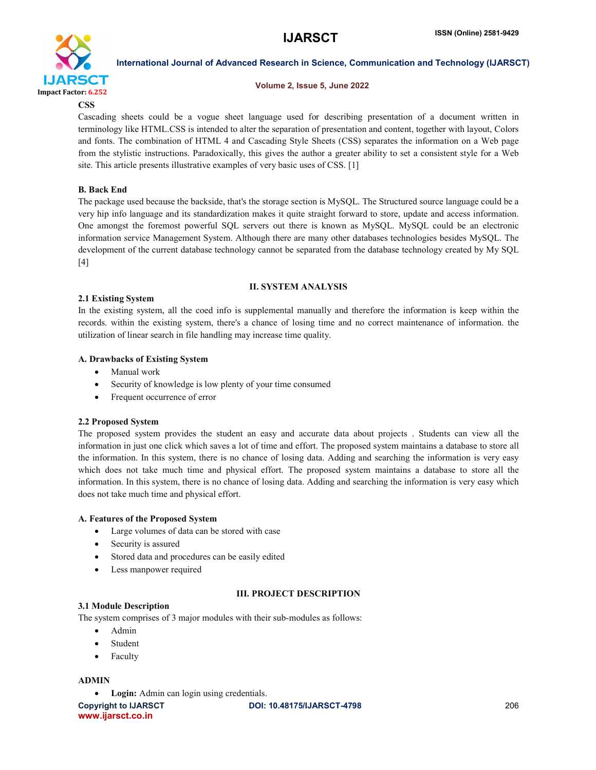**CSS**

Cascading sheets could be a vogue sheet language used for describing presentation of a document written in terminology like HTML.CSS is intended to alter the separation of presentation and content, together with layout, Colors and fonts. The combination of HTML 4 and Cascading Style Sheets (CSS) separates the information on a Web page from the stylistic instructions. Paradoxically, this gives the author a greater ability to set a consistent style for a Web site. This article presents illustrative examples of very basic uses of CSS. [1]

**B. Back End**

The package used because the backside, that's the storage section is MySQL. The Structured source language could be a very hip info language and its standardization makes it quite straight forward to store, update and access information. One amongst the foremost powerful SQL servers out there is known as MySQL. MySQL could be an electronic information service Management System. Although there are many other databases technologies besides MySQL. The development of the current database technology cannot be separated from the database technology created by My SQL [4]

## II. SYSTEM ANALYSIS

### 2.1 Existing System

In the existing system, all the coed info is supplemental manually and therefore the information is keep within the records. within the existing system, there's a chance of losing time and no correct maintenance of information. the utilization of linear search in file handling may increase time quality.

**A. Drawbacks of Existing System**

- Manual work
- Security of knowledge is low plenty of your time consumed
- Frequent occurrence of error

### 2.2 Proposed System

The proposed system provides the student an easy and accurate data about projects . Students can view all the information in just one click which saves a lot of time and effort. The proposed system maintains a database to store all the information. In this system, there is no chance of losing data. Adding and searching the information is very easy which does not take much time and physical effort. The proposed system maintains a database to store all the information. In this system, there is no chance of losing data. Adding and searching the information is very easy which does not take much time and physical effort.

**A. Features of the Proposed System**

- Large volumes of data can be stored with case
- Security is assured
- Stored data and procedures can be easily edited
- Less manpower required

## III. PROJECT DESCRIPTION

### 3.1 Module Description

The system comprises of 3 major modules with their sub-modules as follows:

- Admin
- Student
- Faculty

**ADMIN**

- **Login:** Admin can login using credentials.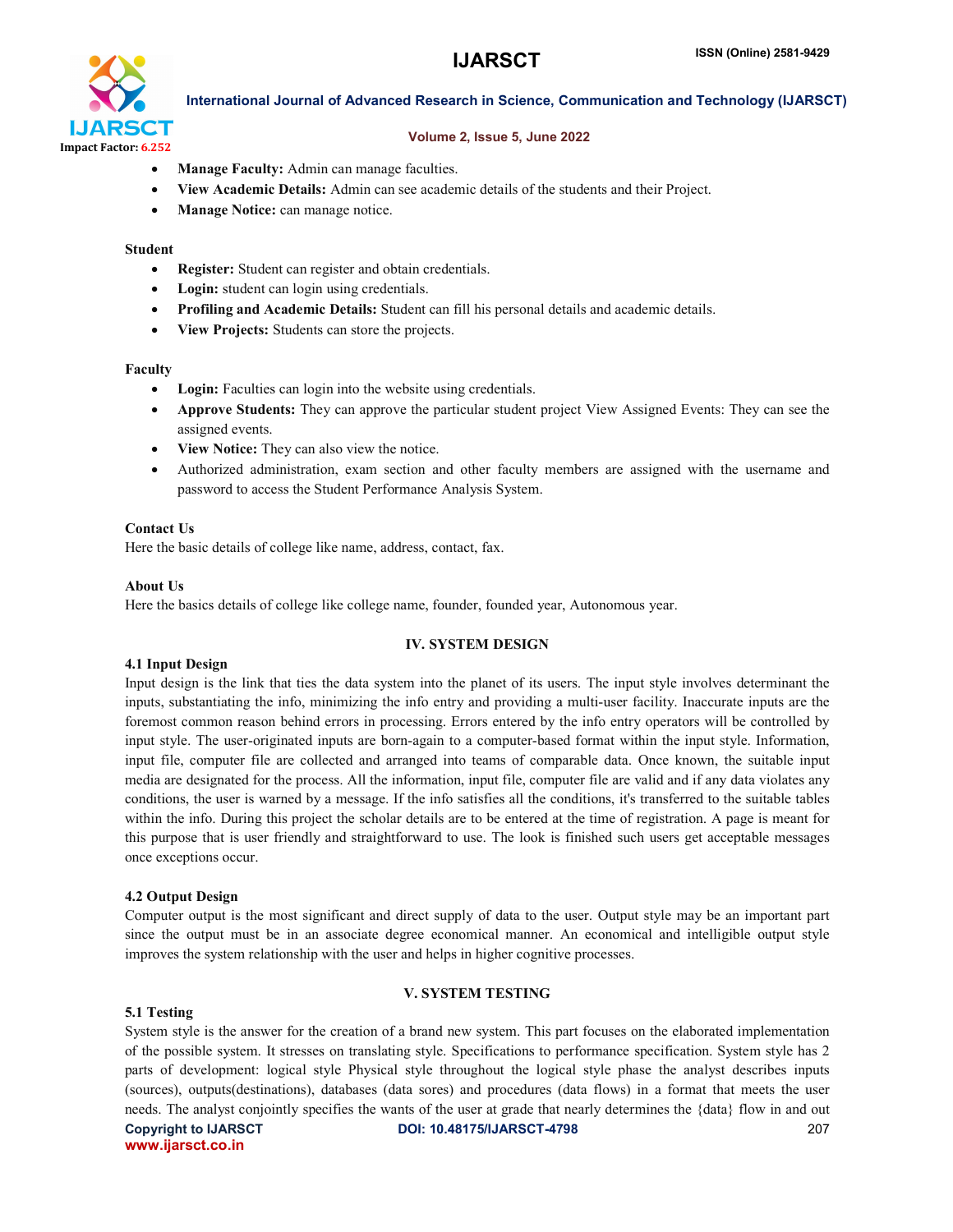- **Manage Faculty:** Admin can manage faculties.
- **View Academic Details:** Admin can see academic details of the students and their Project.
- **Manage Notice:** can manage notice.

**Student**

- **Register:** Student can register and obtain credentials.
- **Login:** student can login using credentials.
- **Profiling and Academic Details:** Student can fill his personal details and academic details.
- **View Projects:** Students can store the projects.

**Faculty**

- **Login:** Faculties can login into the website using credentials.
- **Approve Students:** They can approve the particular student project View Assigned Events: They can see the assigned events.
- **View Notice:** They can also view the notice.
- Authorized administration, exam section and other faculty members are assigned with the username and password to access the Student Performance Analysis System.

**Contact Us**

Here the basic details of college like name, address, contact, fax.

**About Us**

Here the basics details of college like college name, founder, founded year, Autonomous year.

## IV. SYSTEM DESIGN

### 4.1 Input Design

Input design is the link that ties the data system into the planet of its users. The input style involves determinant the inputs, substantiating the info, minimizing the info entry and providing a multi-user facility. Inaccurate inputs are the foremost common reason behind errors in processing. Errors entered by the info entry operators will be controlled by input style. The user-originated inputs are born-again to a computer-based format within the input style. Information, input file, computer file are collected and arranged into teams of comparable data. Once known, the suitable input media are designated for the process. All the information, input file, computer file are valid and if any data violates any conditions, the user is warned by a message. If the info satisfies all the conditions, it's transferred to the suitable tables within the info. During this project the scholar details are to be entered at the time of registration. A page is meant for this purpose that is user friendly and straightforward to use. The look is finished such users get acceptable messages once exceptions occur.

### 4.2 Output Design

Computer output is the most significant and direct supply of data to the user. Output style may be an important part since the output must be in an associate degree economical manner. An economical and intelligible output style improves the system relationship with the user and helps in higher cognitive processes.

## V. SYSTEM TESTING

### 5.1 Testing

System style is the answer for the creation of a brand new system. This part focuses on the elaborated implementation of the possible system. It stresses on translating style. Specifications to performance specification. System style has 2 parts of development: logical style Physical style throughout the logical style phase the analyst describes inputs (sources), outputs(destinations), databases (data sores) and procedures (data flows) in a format that meets the user needs. The analyst conjointly specifies the wants of the user at grade that nearly determines the {data} flow in and out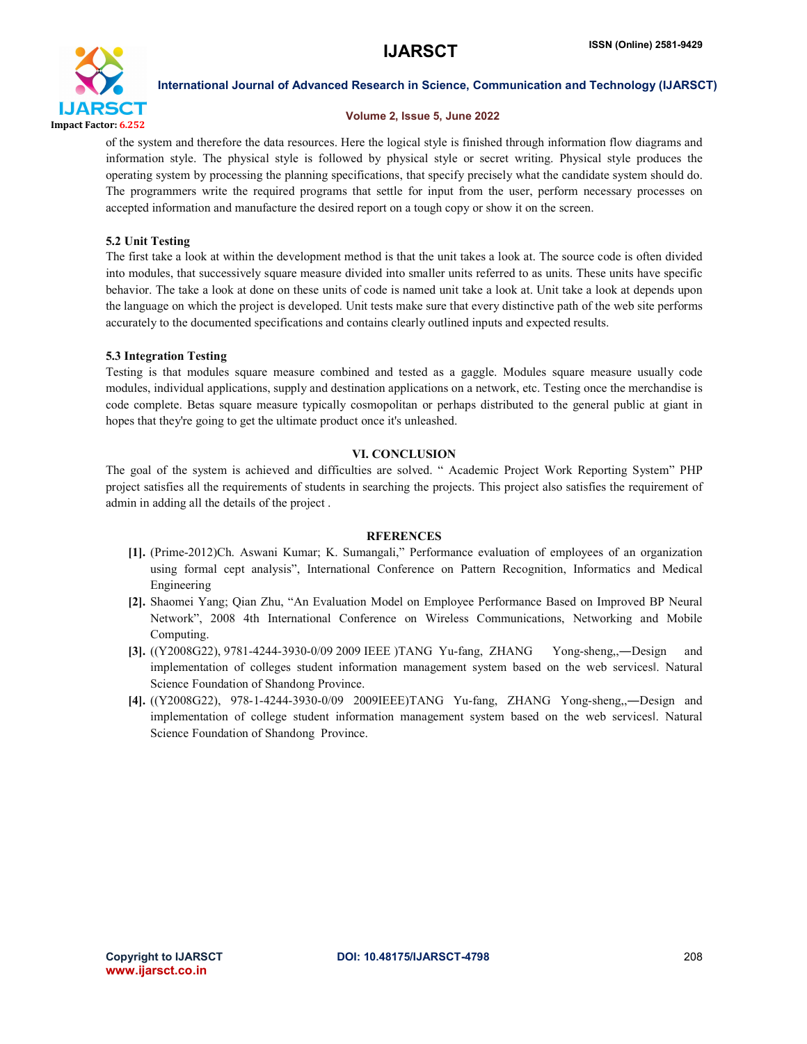of the system and therefore the data resources. Here the logical style is finished through information flow diagrams and information style. The physical style is followed by physical style or secret writing. Physical style produces the operating system by processing the planning specifications, that specify precisely what the candidate system should do. The programmers write the required programs that settle for input from the user, perform necessary processes on accepted information and manufacture the desired report on a tough copy or show it on the screen.

### 5.2 Unit Testing

The first take a look at within the development method is that the unit takes a look at. The source code is often divided into modules, that successively square measure divided into smaller units referred to as units. These units have specific behavior. The take a look at done on these units of code is named unit take a look at. Unit take a look at depends upon the language on which the project is developed. Unit tests make sure that every distinctive path of the web site performs accurately to the documented specifications and contains clearly outlined inputs and expected results.

### 5.3 Integration Testing

Testing is that modules square measure combined and tested as a gaggle. Modules square measure usually code modules, individual applications, supply and destination applications on a network, etc. Testing once the merchandise is code complete. Betas square measure typically cosmopolitan or perhaps distributed to the general public at giant in hopes that they're going to get the ultimate product once it's unleashed.

## VI. CONCLUSION

The goal of the system is achieved and difficulties are solved. " Academic Project Work Reporting System" PHP project satisfies all the requirements of students in searching the projects. This project also satisfies the requirement of admin in adding all the details of the project .

## RFERENCES

**[1].** (Prime-2012)Ch. Aswani Kumar; K. Sumangali," Performance evaluation of employees of an organization using formal cept analysis", International Conference on Pattern Recognition, Informatics and Medical Engineering

**[2].** Shaomei Yang; Qian Zhu, "An Evaluation Model on Employee Performance Based on Improved BP Neural Network", 2008 4th International Conference on Wireless Communications, Networking and Mobile Computing.

**[3].** ((Y2008G22), 9781-4244-3930-0/09 2009 IEEE )TANG Yu-fang, ZHANG Yong-sheng,,―Design and implementation of colleges student information management system based on the web services‖. Natural Science Foundation of Shandong Province.

**[4].** ((Y2008G22), 978-1-4244-3930-0/09 2009IEEE)TANG Yu-fang, ZHANG Yong-sheng,,―Design and implementation of college student information management system based on the web services‖. Natural Science Foundation of Shandong Province.